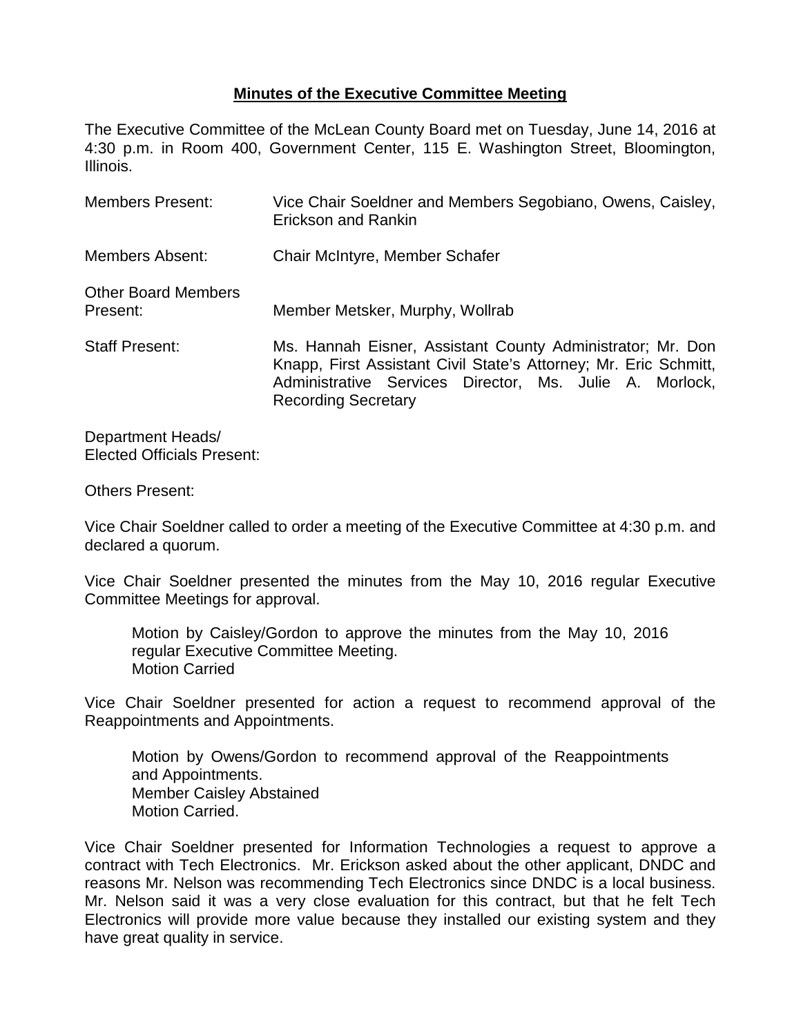## **Minutes of the Executive Committee Meeting**

The Executive Committee of the McLean County Board met on Tuesday, June 14, 2016 at 4:30 p.m. in Room 400, Government Center, 115 E. Washington Street, Bloomington, Illinois.

| | |
|---|---|
| Members Present: | Vice Chair Soeldner and Members Segobiano, Owens, Caisley, Erickson and Rankin |
| Members Absent: | Chair McIntyre, Member Schafer |
| Other Board Members Present: | Member Metsker, Murphy, Wollrab |
| Staff Present: | Ms. Hannah Eisner, Assistant County Administrator; Mr. Don Knapp, First Assistant Civil State's Attorney; Mr. Eric Schmitt, Administrative Services Director, Ms. Julie A. Morlock, Recording Secretary |
| Department Heads/ Elected Officials Present: | |
| Others Present: | |

Vice Chair Soeldner called to order a meeting of the Executive Committee at 4:30 p.m. and declared a quorum.

Vice Chair Soeldner presented the minutes from the May 10, 2016 regular Executive Committee Meetings for approval.

> Motion by Caisley/Gordon to approve the minutes from the May 10, 2016 regular Executive Committee Meeting.
> Motion Carried

Vice Chair Soeldner presented for action a request to recommend approval of the Reappointments and Appointments.

> Motion by Owens/Gordon to recommend approval of the Reappointments and Appointments.
> Member Caisley Abstained
> Motion Carried.

Vice Chair Soeldner presented for Information Technologies a request to approve a contract with Tech Electronics. Mr. Erickson asked about the other applicant, DNDC and reasons Mr. Nelson was recommending Tech Electronics since DNDC is a local business. Mr. Nelson said it was a very close evaluation for this contract, but that he felt Tech Electronics will provide more value because they installed our existing system and they have great quality in service.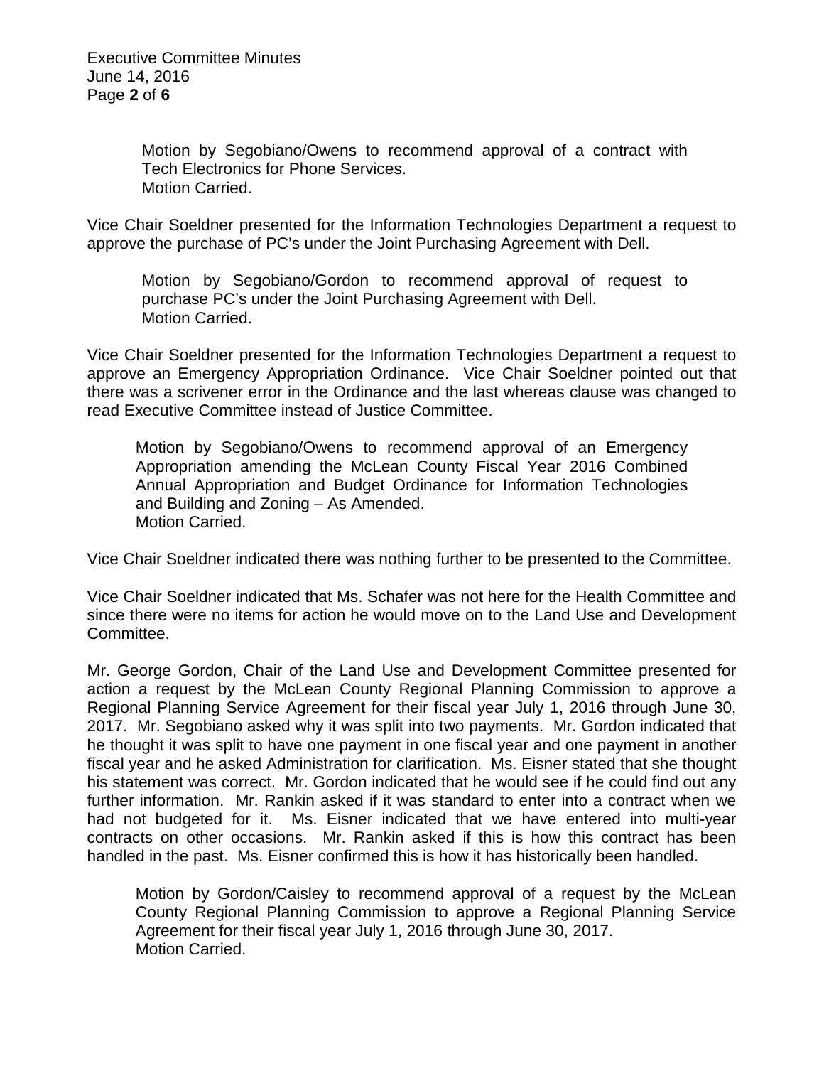Motion by Segobiano/Owens to recommend approval of a contract with Tech Electronics for Phone Services.
Motion Carried.

Vice Chair Soeldner presented for the Information Technologies Department a request to approve the purchase of PC's under the Joint Purchasing Agreement with Dell.

Motion by Segobiano/Gordon to recommend approval of request to purchase PC's under the Joint Purchasing Agreement with Dell.
Motion Carried.

Vice Chair Soeldner presented for the Information Technologies Department a request to approve an Emergency Appropriation Ordinance. Vice Chair Soeldner pointed out that there was a scrivener error in the Ordinance and the last whereas clause was changed to read Executive Committee instead of Justice Committee.

Motion by Segobiano/Owens to recommend approval of an Emergency Appropriation amending the McLean County Fiscal Year 2016 Combined Annual Appropriation and Budget Ordinance for Information Technologies and Building and Zoning – As Amended.
Motion Carried.

Vice Chair Soeldner indicated there was nothing further to be presented to the Committee.

Vice Chair Soeldner indicated that Ms. Schafer was not here for the Health Committee and since there were no items for action he would move on to the Land Use and Development Committee.

Mr. George Gordon, Chair of the Land Use and Development Committee presented for action a request by the McLean County Regional Planning Commission to approve a Regional Planning Service Agreement for their fiscal year July 1, 2016 through June 30, 2017. Mr. Segobiano asked why it was split into two payments. Mr. Gordon indicated that he thought it was split to have one payment in one fiscal year and one payment in another fiscal year and he asked Administration for clarification. Ms. Eisner stated that she thought his statement was correct. Mr. Gordon indicated that he would see if he could find out any further information. Mr. Rankin asked if it was standard to enter into a contract when we had not budgeted for it. Ms. Eisner indicated that we have entered into multi-year contracts on other occasions. Mr. Rankin asked if this is how this contract has been handled in the past. Ms. Eisner confirmed this is how it has historically been handled.

Motion by Gordon/Caisley to recommend approval of a request by the McLean County Regional Planning Commission to approve a Regional Planning Service Agreement for their fiscal year July 1, 2016 through June 30, 2017.
Motion Carried.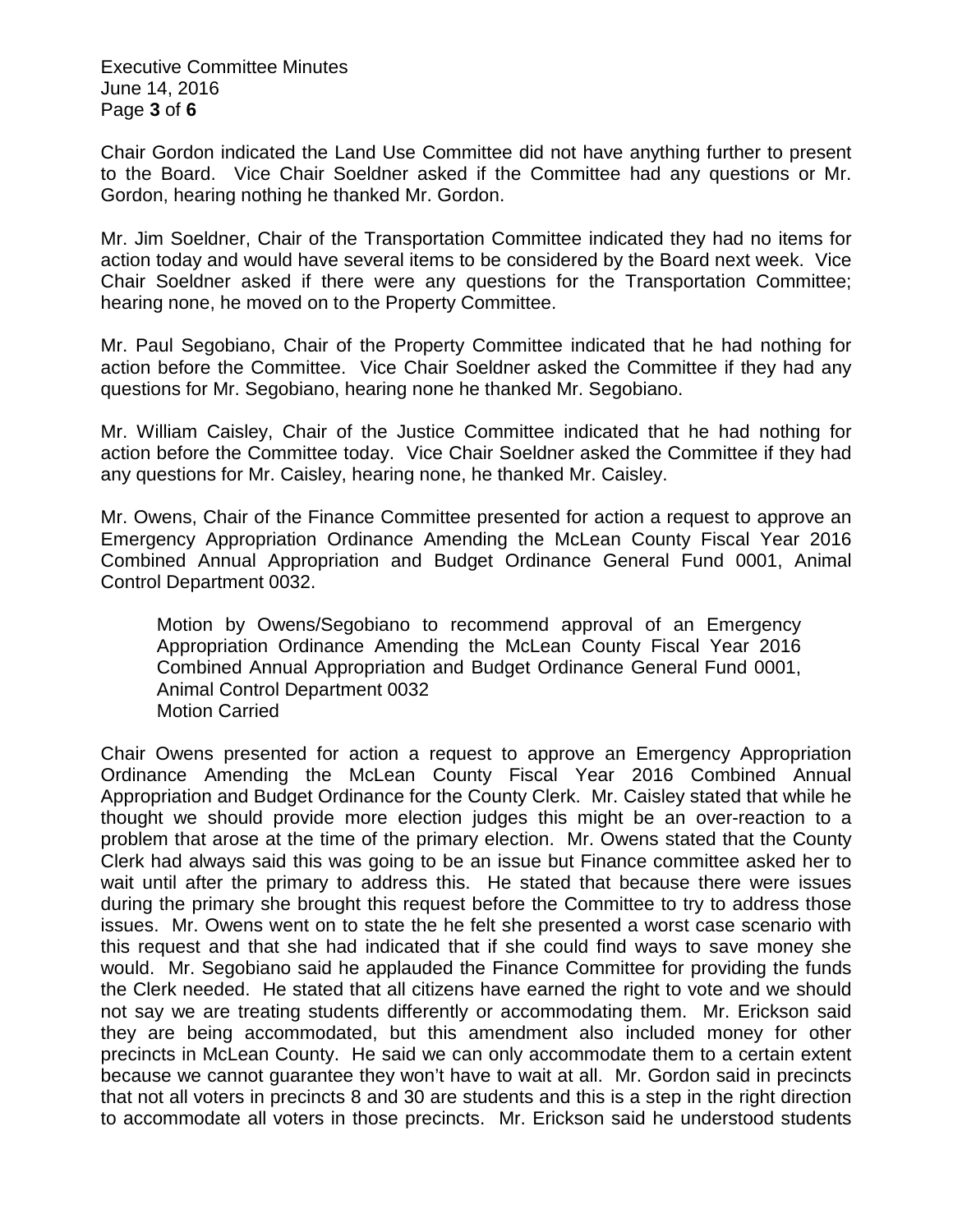Chair Gordon indicated the Land Use Committee did not have anything further to present to the Board. Vice Chair Soeldner asked if the Committee had any questions or Mr. Gordon, hearing nothing he thanked Mr. Gordon.

Mr. Jim Soeldner, Chair of the Transportation Committee indicated they had no items for action today and would have several items to be considered by the Board next week. Vice Chair Soeldner asked if there were any questions for the Transportation Committee; hearing none, he moved on to the Property Committee.

Mr. Paul Segobiano, Chair of the Property Committee indicated that he had nothing for action before the Committee. Vice Chair Soeldner asked the Committee if they had any questions for Mr. Segobiano, hearing none he thanked Mr. Segobiano.

Mr. William Caisley, Chair of the Justice Committee indicated that he had nothing for action before the Committee today. Vice Chair Soeldner asked the Committee if they had any questions for Mr. Caisley, hearing none, he thanked Mr. Caisley.

Mr. Owens, Chair of the Finance Committee presented for action a request to approve an Emergency Appropriation Ordinance Amending the McLean County Fiscal Year 2016 Combined Annual Appropriation and Budget Ordinance General Fund 0001, Animal Control Department 0032.

> Motion by Owens/Segobiano to recommend approval of an Emergency Appropriation Ordinance Amending the McLean County Fiscal Year 2016 Combined Annual Appropriation and Budget Ordinance General Fund 0001, Animal Control Department 0032
> Motion Carried

Chair Owens presented for action a request to approve an Emergency Appropriation Ordinance Amending the McLean County Fiscal Year 2016 Combined Annual Appropriation and Budget Ordinance for the County Clerk. Mr. Caisley stated that while he thought we should provide more election judges this might be an over-reaction to a problem that arose at the time of the primary election. Mr. Owens stated that the County Clerk had always said this was going to be an issue but Finance committee asked her to wait until after the primary to address this. He stated that because there were issues during the primary she brought this request before the Committee to try to address those issues. Mr. Owens went on to state the he felt she presented a worst case scenario with this request and that she had indicated that if she could find ways to save money she would. Mr. Segobiano said he applauded the Finance Committee for providing the funds the Clerk needed. He stated that all citizens have earned the right to vote and we should not say we are treating students differently or accommodating them. Mr. Erickson said they are being accommodated, but this amendment also included money for other precincts in McLean County. He said we can only accommodate them to a certain extent because we cannot guarantee they won't have to wait at all. Mr. Gordon said in precincts that not all voters in precincts 8 and 30 are students and this is a step in the right direction to accommodate all voters in those precincts. Mr. Erickson said he understood students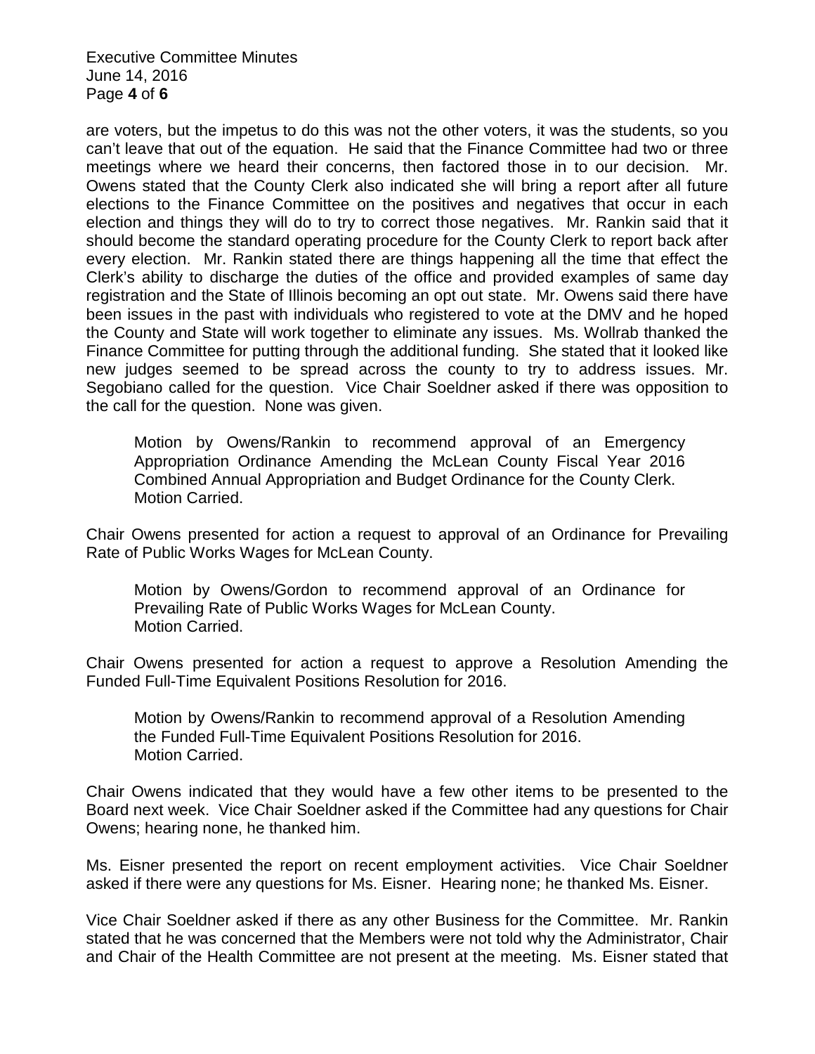are voters, but the impetus to do this was not the other voters, it was the students, so you can't leave that out of the equation. He said that the Finance Committee had two or three meetings where we heard their concerns, then factored those in to our decision. Mr. Owens stated that the County Clerk also indicated she will bring a report after all future elections to the Finance Committee on the positives and negatives that occur in each election and things they will do to try to correct those negatives. Mr. Rankin said that it should become the standard operating procedure for the County Clerk to report back after every election. Mr. Rankin stated there are things happening all the time that effect the Clerk's ability to discharge the duties of the office and provided examples of same day registration and the State of Illinois becoming an opt out state. Mr. Owens said there have been issues in the past with individuals who registered to vote at the DMV and he hoped the County and State will work together to eliminate any issues. Ms. Wollrab thanked the Finance Committee for putting through the additional funding. She stated that it looked like new judges seemed to be spread across the county to try to address issues. Mr. Segobiano called for the question. Vice Chair Soeldner asked if there was opposition to the call for the question. None was given.

> Motion by Owens/Rankin to recommend approval of an Emergency Appropriation Ordinance Amending the McLean County Fiscal Year 2016 Combined Annual Appropriation and Budget Ordinance for the County Clerk.
> Motion Carried.

Chair Owens presented for action a request to approval of an Ordinance for Prevailing Rate of Public Works Wages for McLean County.

> Motion by Owens/Gordon to recommend approval of an Ordinance for Prevailing Rate of Public Works Wages for McLean County.
> Motion Carried.

Chair Owens presented for action a request to approve a Resolution Amending the Funded Full-Time Equivalent Positions Resolution for 2016.

> Motion by Owens/Rankin to recommend approval of a Resolution Amending the Funded Full-Time Equivalent Positions Resolution for 2016.
> Motion Carried.

Chair Owens indicated that they would have a few other items to be presented to the Board next week. Vice Chair Soeldner asked if the Committee had any questions for Chair Owens; hearing none, he thanked him.

Ms. Eisner presented the report on recent employment activities. Vice Chair Soeldner asked if there were any questions for Ms. Eisner. Hearing none; he thanked Ms. Eisner.

Vice Chair Soeldner asked if there as any other Business for the Committee. Mr. Rankin stated that he was concerned that the Members were not told why the Administrator, Chair and Chair of the Health Committee are not present at the meeting. Ms. Eisner stated that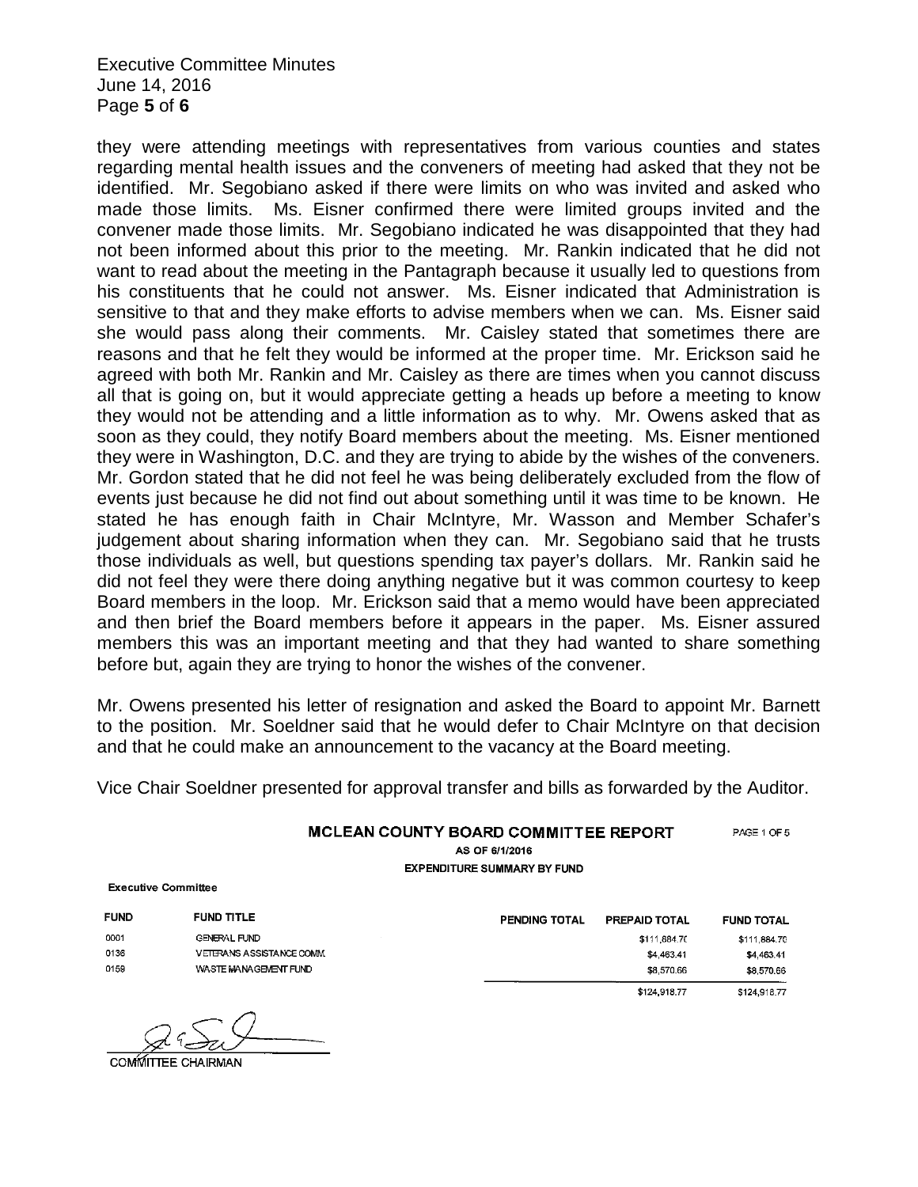they were attending meetings with representatives from various counties and states regarding mental health issues and the conveners of meeting had asked that they not be identified. Mr. Segobiano asked if there were limits on who was invited and asked who made those limits. Ms. Eisner confirmed there were limited groups invited and the convener made those limits. Mr. Segobiano indicated he was disappointed that they had not been informed about this prior to the meeting. Mr. Rankin indicated that he did not want to read about the meeting in the Pantagraph because it usually led to questions from his constituents that he could not answer. Ms. Eisner indicated that Administration is sensitive to that and they make efforts to advise members when we can. Ms. Eisner said she would pass along their comments. Mr. Caisley stated that sometimes there are reasons and that he felt they would be informed at the proper time. Mr. Erickson said he agreed with both Mr. Rankin and Mr. Caisley as there are times when you cannot discuss all that is going on, but it would appreciate getting a heads up before a meeting to know they would not be attending and a little information as to why. Mr. Owens asked that as soon as they could, they notify Board members about the meeting. Ms. Eisner mentioned they were in Washington, D.C. and they are trying to abide by the wishes of the conveners. Mr. Gordon stated that he did not feel he was being deliberately excluded from the flow of events just because he did not find out about something until it was time to be known. He stated he has enough faith in Chair McIntyre, Mr. Wasson and Member Schafer's judgement about sharing information when they can. Mr. Segobiano said that he trusts those individuals as well, but questions spending tax payer's dollars. Mr. Rankin said he did not feel they were there doing anything negative but it was common courtesy to keep Board members in the loop. Mr. Erickson said that a memo would have been appreciated and then brief the Board members before it appears in the paper. Ms. Eisner assured members this was an important meeting and that they had wanted to share something before but, again they are trying to honor the wishes of the convener.

Mr. Owens presented his letter of resignation and asked the Board to appoint Mr. Barnett to the position. Mr. Soeldner said that he would defer to Chair McIntyre on that decision and that he could make an announcement to the vacancy at the Board meeting.

Vice Chair Soeldner presented for approval transfer and bills as forwarded by the Auditor.

**MCLEAN COUNTY BOARD COMMITTEE REPORT** PAGE 1 OF 5

AS OF 6/1/2016

EXPENDITURE SUMMARY BY FUND

Executive Committee

| FUND | FUND TITLE | PENDING TOTAL | PREPAID TOTAL | FUND TOTAL |
|---|---|---|---|---|
| 0001 | GENERAL FUND | | $111,884.70 | $111,884.70 |
| 0136 | VETERANS ASSISTANCE COMM. | | $4,463.41 | $4,463.41 |
| 0159 | WASTE MANAGEMENT FUND | | $8,570.66 | $8,570.66 |
| | | | $124,918.77 | $124,918.77 |

COMMITTEE CHAIRMAN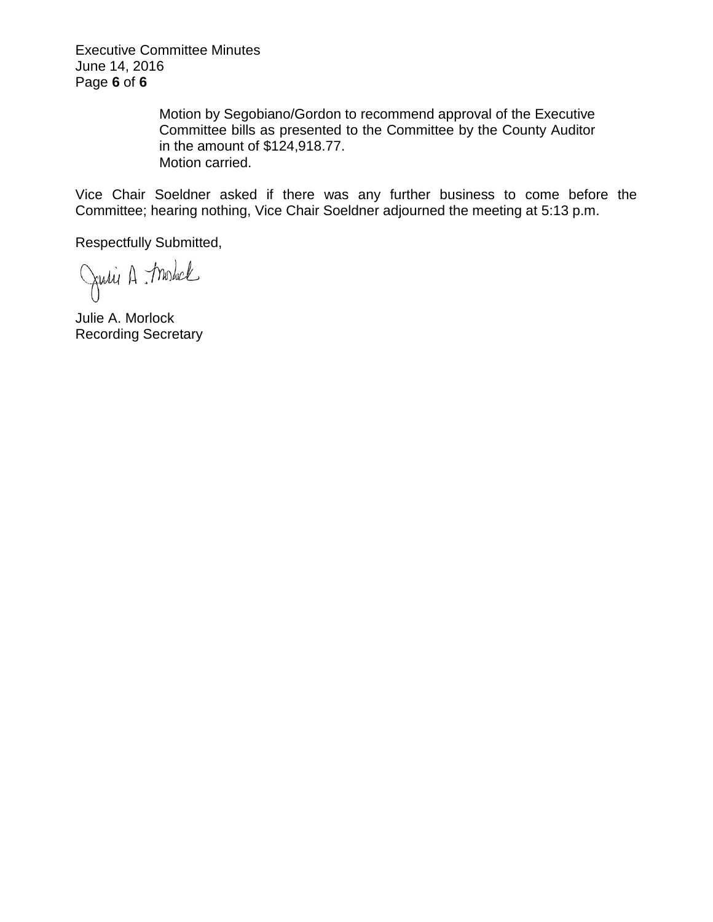Motion by Segobiano/Gordon to recommend approval of the Executive Committee bills as presented to the Committee by the County Auditor in the amount of $124,918.77.
Motion carried.

Vice Chair Soeldner asked if there was any further business to come before the Committee; hearing nothing, Vice Chair Soeldner adjourned the meeting at 5:13 p.m.

Respectfully Submitted,

Julie A. Morlock
Recording Secretary